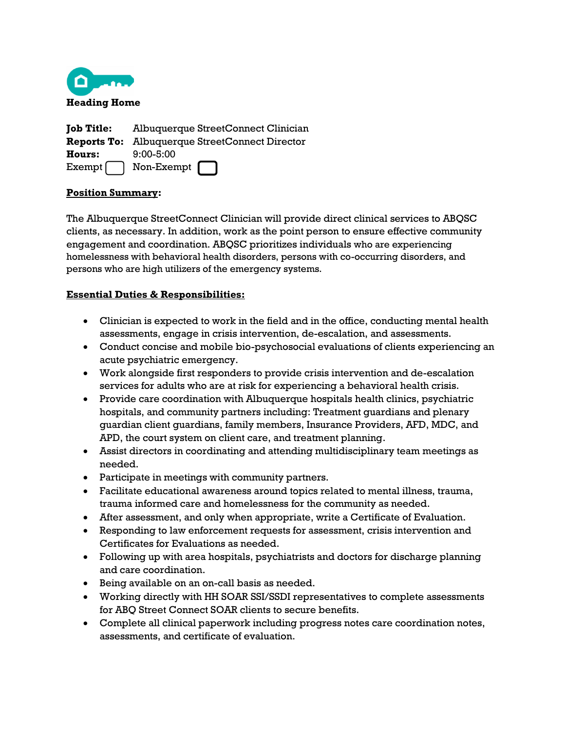**Heading Home**

**Job Title:** Albuquerque StreetConnect Clinician
**Reports To:** Albuquerque StreetConnect Director
**Hours:** 9:00-5:00
Exempt ☐ Non-Exempt ☐

**Position Summary:**

The Albuquerque StreetConnect Clinician will provide direct clinical services to ABQSC clients, as necessary. In addition, work as the point person to ensure effective community engagement and coordination. ABQSC prioritizes individuals who are experiencing homelessness with behavioral health disorders, persons with co-occurring disorders, and persons who are high utilizers of the emergency systems.

**Essential Duties & Responsibilities:**

- Clinician is expected to work in the field and in the office, conducting mental health assessments, engage in crisis intervention, de-escalation, and assessments.
- Conduct concise and mobile bio-psychosocial evaluations of clients experiencing an acute psychiatric emergency.
- Work alongside first responders to provide crisis intervention and de-escalation services for adults who are at risk for experiencing a behavioral health crisis.
- Provide care coordination with Albuquerque hospitals health clinics, psychiatric hospitals, and community partners including: Treatment guardians and plenary guardian client guardians, family members, Insurance Providers, AFD, MDC, and APD, the court system on client care, and treatment planning.
- Assist directors in coordinating and attending multidisciplinary team meetings as needed.
- Participate in meetings with community partners.
- Facilitate educational awareness around topics related to mental illness, trauma, trauma informed care and homelessness for the community as needed.
- After assessment, and only when appropriate, write a Certificate of Evaluation.
- Responding to law enforcement requests for assessment, crisis intervention and Certificates for Evaluations as needed.
- Following up with area hospitals, psychiatrists and doctors for discharge planning and care coordination.
- Being available on an on-call basis as needed.
- Working directly with HH SOAR SSI/SSDI representatives to complete assessments for ABQ Street Connect SOAR clients to secure benefits.
- Complete all clinical paperwork including progress notes care coordination notes, assessments, and certificate of evaluation.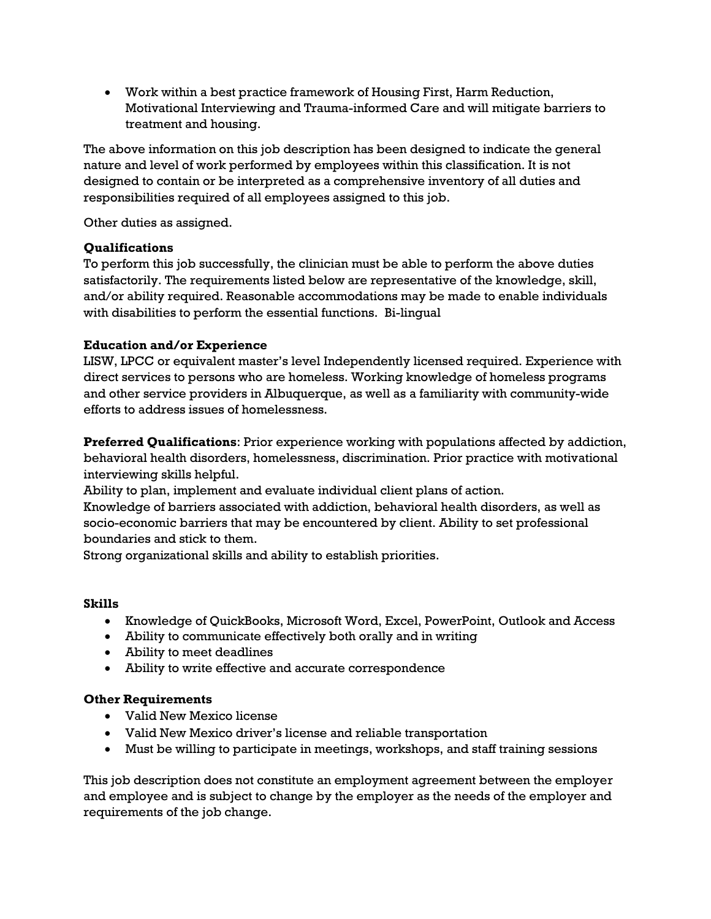- Work within a best practice framework of Housing First, Harm Reduction, Motivational Interviewing and Trauma-informed Care and will mitigate barriers to treatment and housing.

The above information on this job description has been designed to indicate the general nature and level of work performed by employees within this classification. It is not designed to contain or be interpreted as a comprehensive inventory of all duties and responsibilities required of all employees assigned to this job.

Other duties as assigned.

**Qualifications**
To perform this job successfully, the clinician must be able to perform the above duties satisfactorily. The requirements listed below are representative of the knowledge, skill, and/or ability required. Reasonable accommodations may be made to enable individuals with disabilities to perform the essential functions. Bi-lingual

**Education and/or Experience**
LISW, LPCC or equivalent master's level Independently licensed required. Experience with direct services to persons who are homeless. Working knowledge of homeless programs and other service providers in Albuquerque, as well as a familiarity with community-wide efforts to address issues of homelessness.

**Preferred Qualifications**: Prior experience working with populations affected by addiction, behavioral health disorders, homelessness, discrimination. Prior practice with motivational interviewing skills helpful.
Ability to plan, implement and evaluate individual client plans of action.
Knowledge of barriers associated with addiction, behavioral health disorders, as well as socio-economic barriers that may be encountered by client. Ability to set professional boundaries and stick to them.
Strong organizational skills and ability to establish priorities.

**Skills**

- Knowledge of QuickBooks, Microsoft Word, Excel, PowerPoint, Outlook and Access
- Ability to communicate effectively both orally and in writing
- Ability to meet deadlines
- Ability to write effective and accurate correspondence

**Other Requirements**

- Valid New Mexico license
- Valid New Mexico driver's license and reliable transportation
- Must be willing to participate in meetings, workshops, and staff training sessions

This job description does not constitute an employment agreement between the employer and employee and is subject to change by the employer as the needs of the employer and requirements of the job change.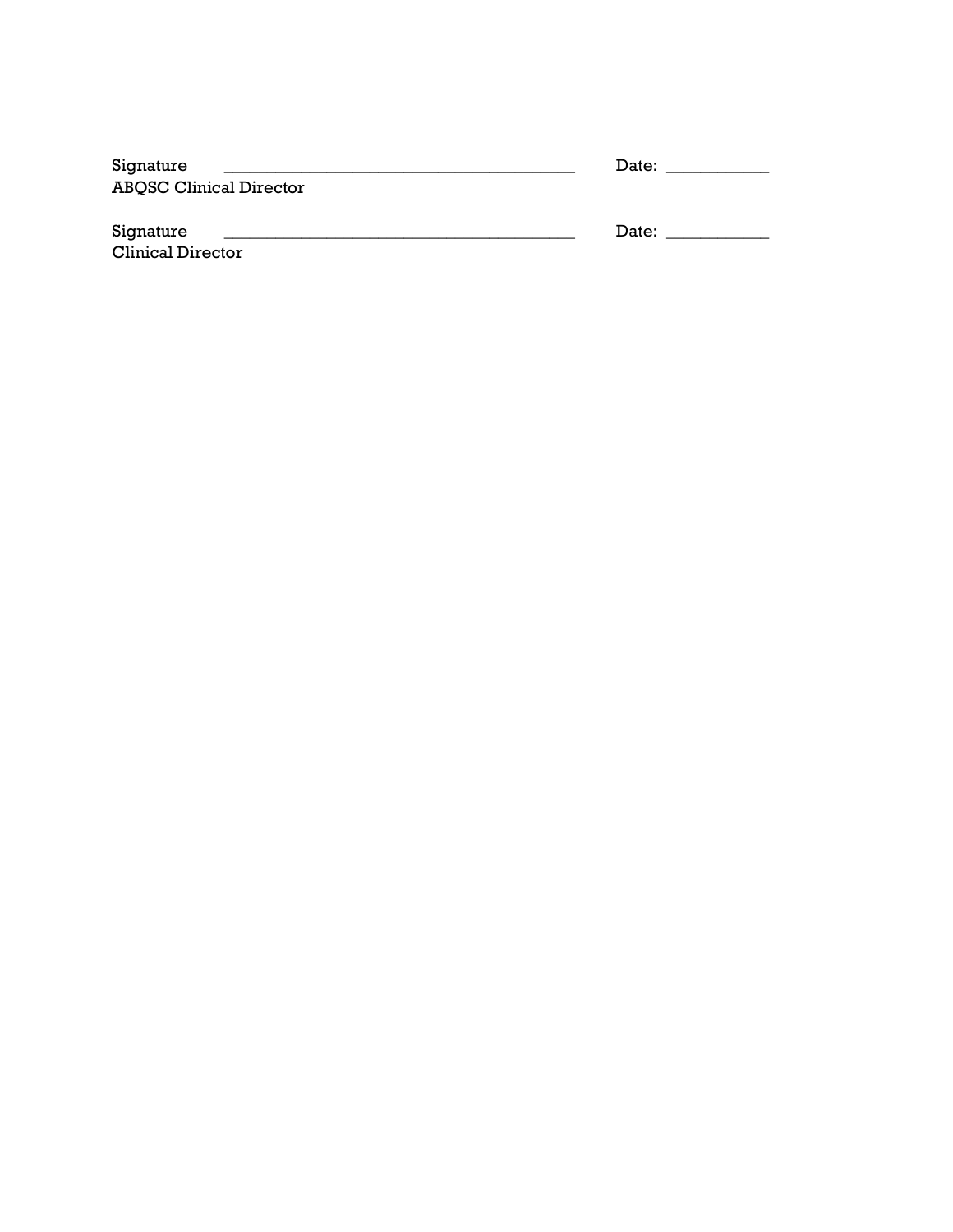Signature \_\_\_\_\_\_\_\_\_\_\_\_\_\_\_\_\_\_\_\_\_\_\_\_\_\_\_\_\_\_\_\_\_\_\_\_\_\_\_\_ Date: \_\_\_\_\_\_\_\_\_\_\_\_
ABQSC Clinical Director

Signature \_\_\_\_\_\_\_\_\_\_\_\_\_\_\_\_\_\_\_\_\_\_\_\_\_\_\_\_\_\_\_\_\_\_\_\_\_\_\_\_ Date: \_\_\_\_\_\_\_\_\_\_\_\_
Clinical Director